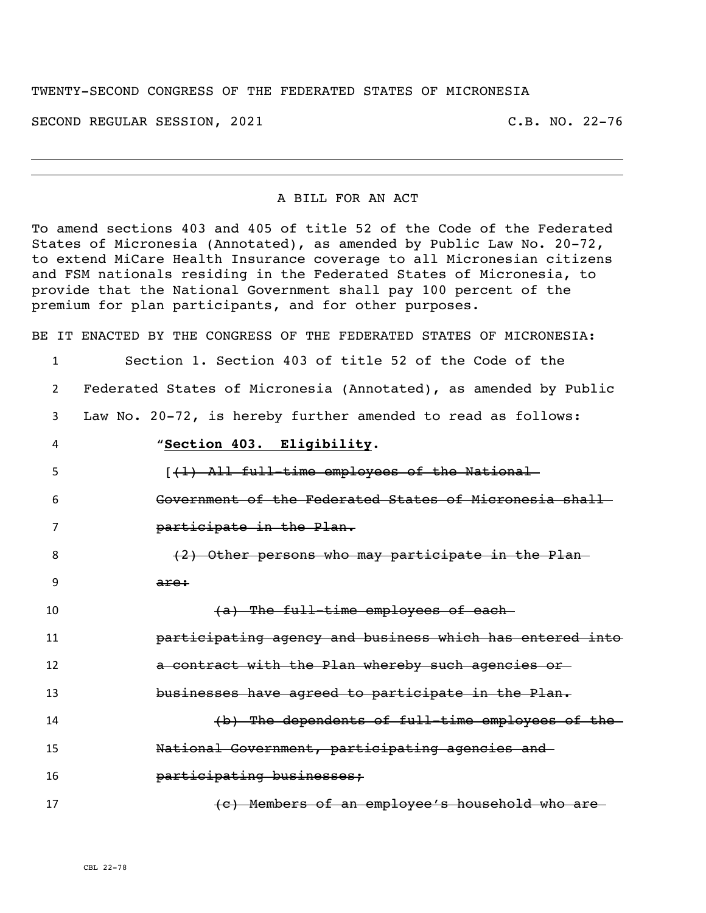TWENTY-SECOND CONGRESS OF THE FEDERATED STATES OF MICRONESIA

SECOND REGULAR SESSION, 2021 C.B. NO. 22-76

---

A BILL FOR AN ACT

To amend sections 403 and 405 of title 52 of the Code of the Federated States of Micronesia (Annotated), as amended by Public Law No. 20-72, to extend MiCare Health Insurance coverage to all Micronesian citizens and FSM nationals residing in the Federated States of Micronesia, to provide that the National Government shall pay 100 percent of the premium for plan participants, and for other purposes.

BE IT ENACTED BY THE CONGRESS OF THE FEDERATED STATES OF MICRONESIA:

1 Section 1. Section 403 of title 52 of the Code of the
2 Federated States of Micronesia (Annotated), as amended by Public
3 Law No. 20-72, is hereby further amended to read as follows:

4 "**Section 403. Eligibility.**

5 [~~(1) All full-time employees of the National~~
6 ~~Government of the Federated States of Micronesia shall~~
7 ~~participate in the Plan.~~

8 ~~(2) Other persons who may participate in the Plan~~
9 ~~are:~~

10 ~~(a) The full-time employees of each~~
11 ~~participating agency and business which has entered into~~
12 ~~a contract with the Plan whereby such agencies or~~
13 ~~businesses have agreed to participate in the Plan.~~

14 ~~(b) The dependents of full-time employees of the~~
15 ~~National Government, participating agencies and~~
16 ~~participating businesses;~~

17 ~~(c) Members of an employee's household who are~~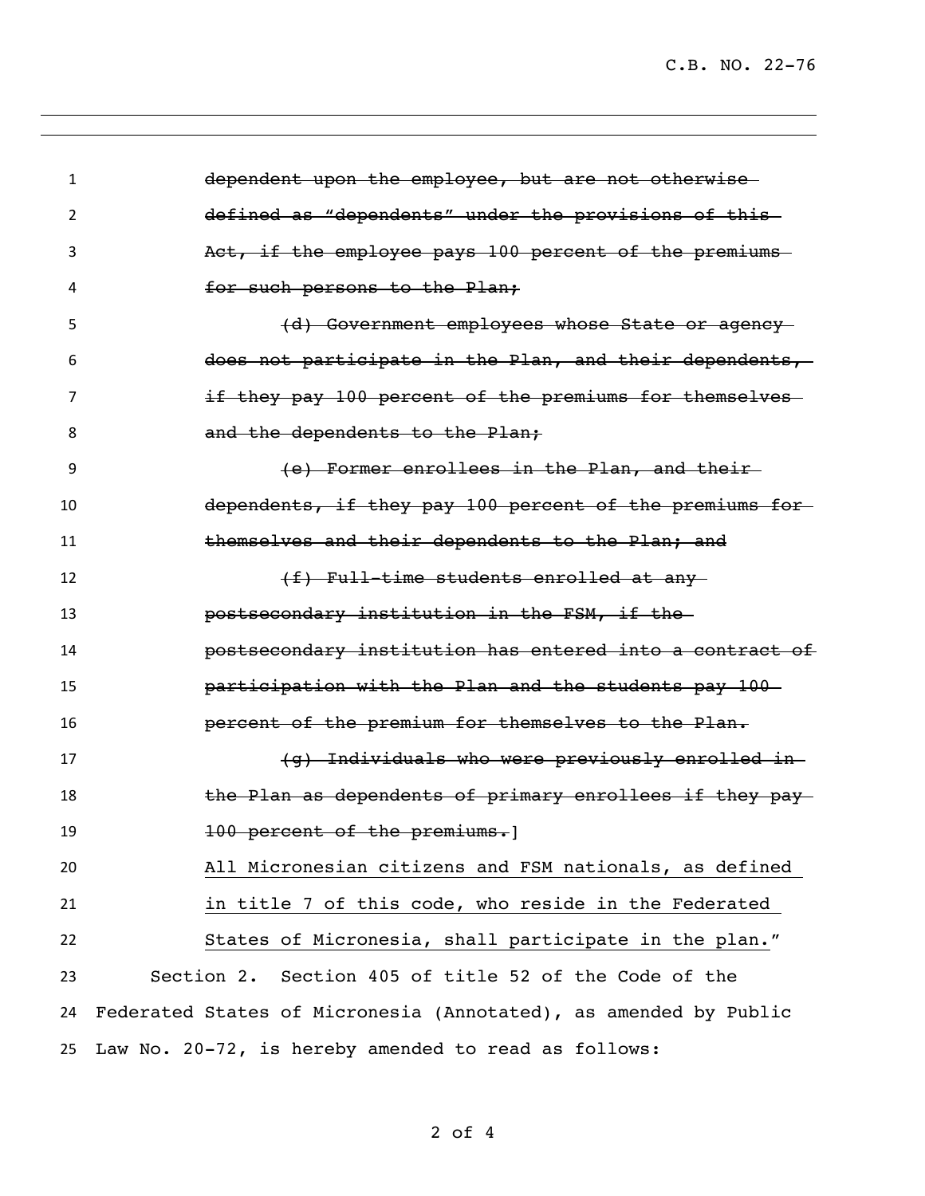~~dependent upon the employee, but are not otherwise defined as "dependents" under the provisions of this Act, if the employee pays 100 percent of the premiums for such persons to the Plan;~~

~~(d) Government employees whose State or agency does not participate in the Plan, and their dependents, if they pay 100 percent of the premiums for themselves and the dependents to the Plan;~~

~~(e) Former enrollees in the Plan, and their dependents, if they pay 100 percent of the premiums for themselves and their dependents to the Plan; and~~

~~(f) Full-time students enrolled at any postsecondary institution in the FSM, if the postsecondary institution has entered into a contract of participation with the Plan and the students pay 100 percent of the premium for themselves to the Plan.~~

~~(g) Individuals who were previously enrolled in the Plan as dependents of primary enrollees if they pay 100 percent of the premiums.~~]

<u>All Micronesian citizens and FSM nationals, as defined in title 7 of this code, who reside in the Federated States of Micronesia, shall participate in the plan.</u>"

Section 2. Section 405 of title 52 of the Code of the Federated States of Micronesia (Annotated), as amended by Public Law No. 20-72, is hereby amended to read as follows: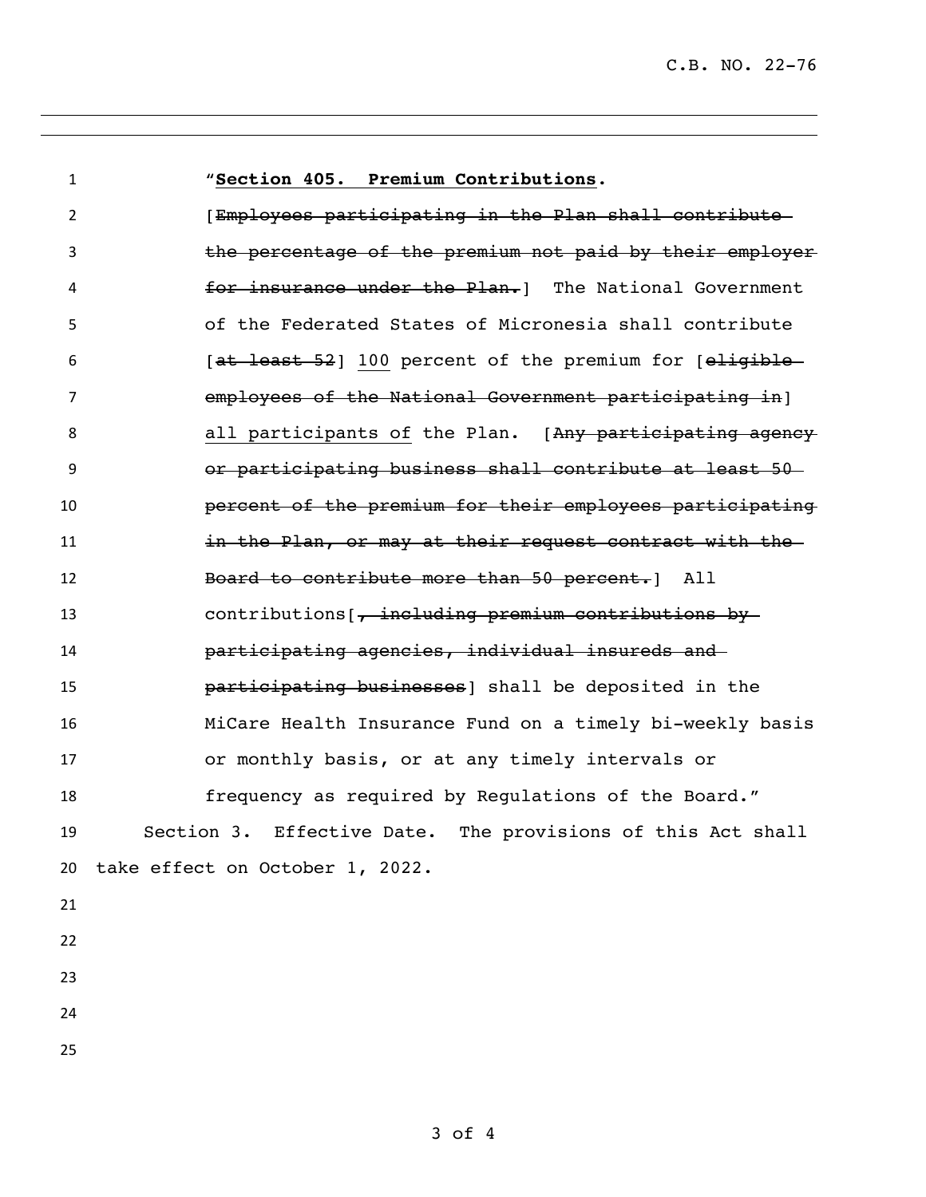"**Section 405. Premium Contributions**.

[~~Employees participating in the Plan shall contribute the percentage of the premium not paid by their employer for insurance under the Plan.~~] The National Government of the Federated States of Micronesia shall contribute [~~at least 52~~] <u>100</u> percent of the premium for [~~eligible employees of the National Government participating in~~] <u>all participants of</u> the Plan. [~~Any participating agency or participating business shall contribute at least 50 percent of the premium for their employees participating in the Plan, or may at their request contract with the Board to contribute more than 50 percent.~~] All contributions[~~, including premium contributions by participating agencies, individual insureds and participating businesses~~] shall be deposited in the MiCare Health Insurance Fund on a timely bi-weekly basis or monthly basis, or at any timely intervals or frequency as required by Regulations of the Board."

Section 3. Effective Date. The provisions of this Act shall take effect on October 1, 2022.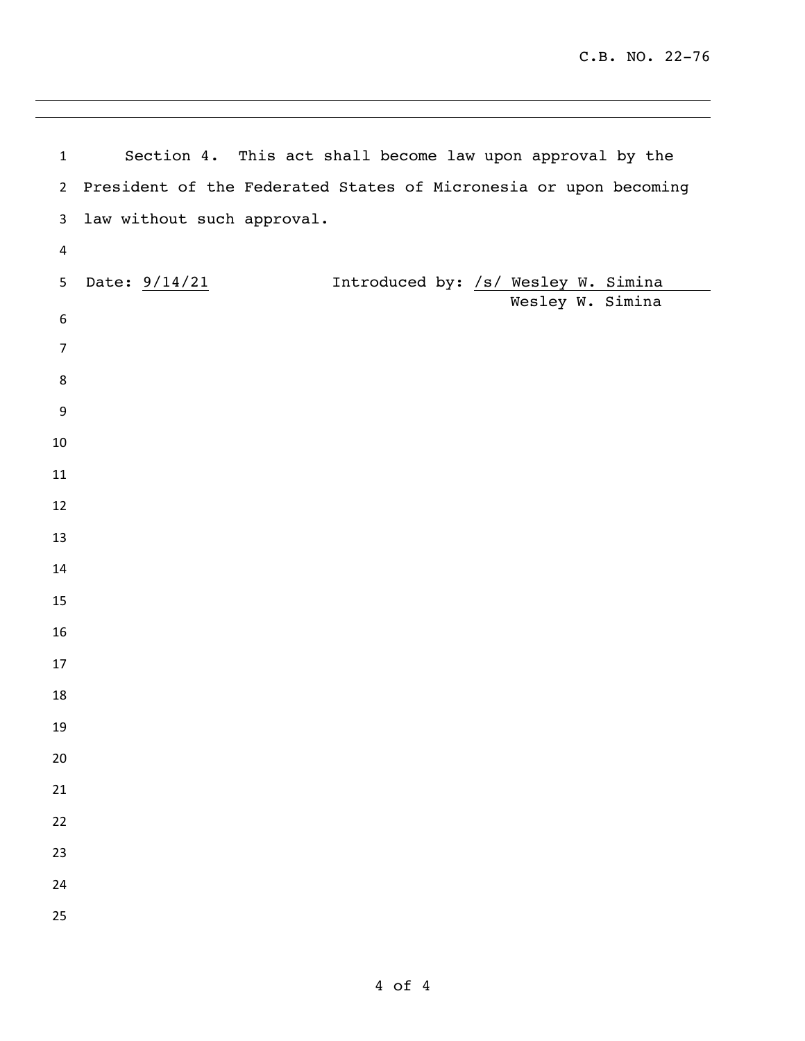Section 4. This act shall become law upon approval by the President of the Federated States of Micronesia or upon becoming law without such approval.

Date: 9/14/21

Introduced by: /s/ Wesley W. Simina

Wesley W. Simina